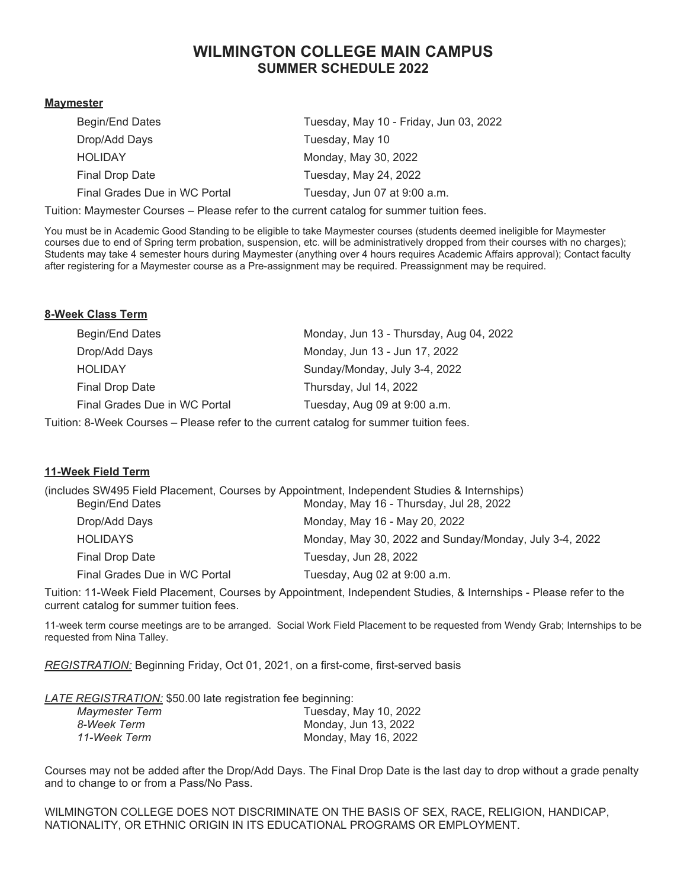# WILMINGTON COLLEGE MAIN CAMPUS
## SUMMER SCHEDULE 2022

**Maymester**

| | |
|---|---|
| Begin/End Dates | Tuesday, May 10 - Friday, Jun 03, 2022 |
| Drop/Add Days | Tuesday, May 10 |
| HOLIDAY | Monday, May 30, 2022 |
| Final Drop Date | Tuesday, May 24, 2022 |
| Final Grades Due in WC Portal | Tuesday, Jun 07 at 9:00 a.m. |

Tuition: Maymester Courses – Please refer to the current catalog for summer tuition fees.

You must be in Academic Good Standing to be eligible to take Maymester courses (students deemed ineligible for Maymester courses due to end of Spring term probation, suspension, etc. will be administratively dropped from their courses with no charges); Students may take 4 semester hours during Maymester (anything over 4 hours requires Academic Affairs approval); Contact faculty after registering for a Maymester course as a Pre-assignment may be required. Preassignment may be required.

**8-Week Class Term**

| | |
|---|---|
| Begin/End Dates | Monday, Jun 13 - Thursday, Aug 04, 2022 |
| Drop/Add Days | Monday, Jun 13 - Jun 17, 2022 |
| HOLIDAY | Sunday/Monday, July 3-4, 2022 |
| Final Drop Date | Thursday, Jul 14, 2022 |
| Final Grades Due in WC Portal | Tuesday, Aug 09 at 9:00 a.m. |

Tuition: 8-Week Courses – Please refer to the current catalog for summer tuition fees.

**11-Week Field Term**

(includes SW495 Field Placement, Courses by Appointment, Independent Studies & Internships)

| | |
|---|---|
| Begin/End Dates | Monday, May 16 - Thursday, Jul 28, 2022 |
| Drop/Add Days | Monday, May 16 - May 20, 2022 |
| HOLIDAYS | Monday, May 30, 2022 and Sunday/Monday, July 3-4, 2022 |
| Final Drop Date | Tuesday, Jun 28, 2022 |
| Final Grades Due in WC Portal | Tuesday, Aug 02 at 9:00 a.m. |

Tuition: 11-Week Field Placement, Courses by Appointment, Independent Studies, & Internships - Please refer to the current catalog for summer tuition fees.

11-week term course meetings are to be arranged. Social Work Field Placement to be requested from Wendy Grab; Internships to be requested from Nina Talley.

*REGISTRATION:* Beginning Friday, Oct 01, 2021, on a first-come, first-served basis

*LATE REGISTRATION:* $50.00 late registration fee beginning:

| | |
|---|---|
| *Maymester Term* | Tuesday, May 10, 2022 |
| *8-Week Term* | Monday, Jun 13, 2022 |
| *11-Week Term* | Monday, May 16, 2022 |

Courses may not be added after the Drop/Add Days. The Final Drop Date is the last day to drop without a grade penalty and to change to or from a Pass/No Pass.

WILMINGTON COLLEGE DOES NOT DISCRIMINATE ON THE BASIS OF SEX, RACE, RELIGION, HANDICAP, NATIONALITY, OR ETHNIC ORIGIN IN ITS EDUCATIONAL PROGRAMS OR EMPLOYMENT.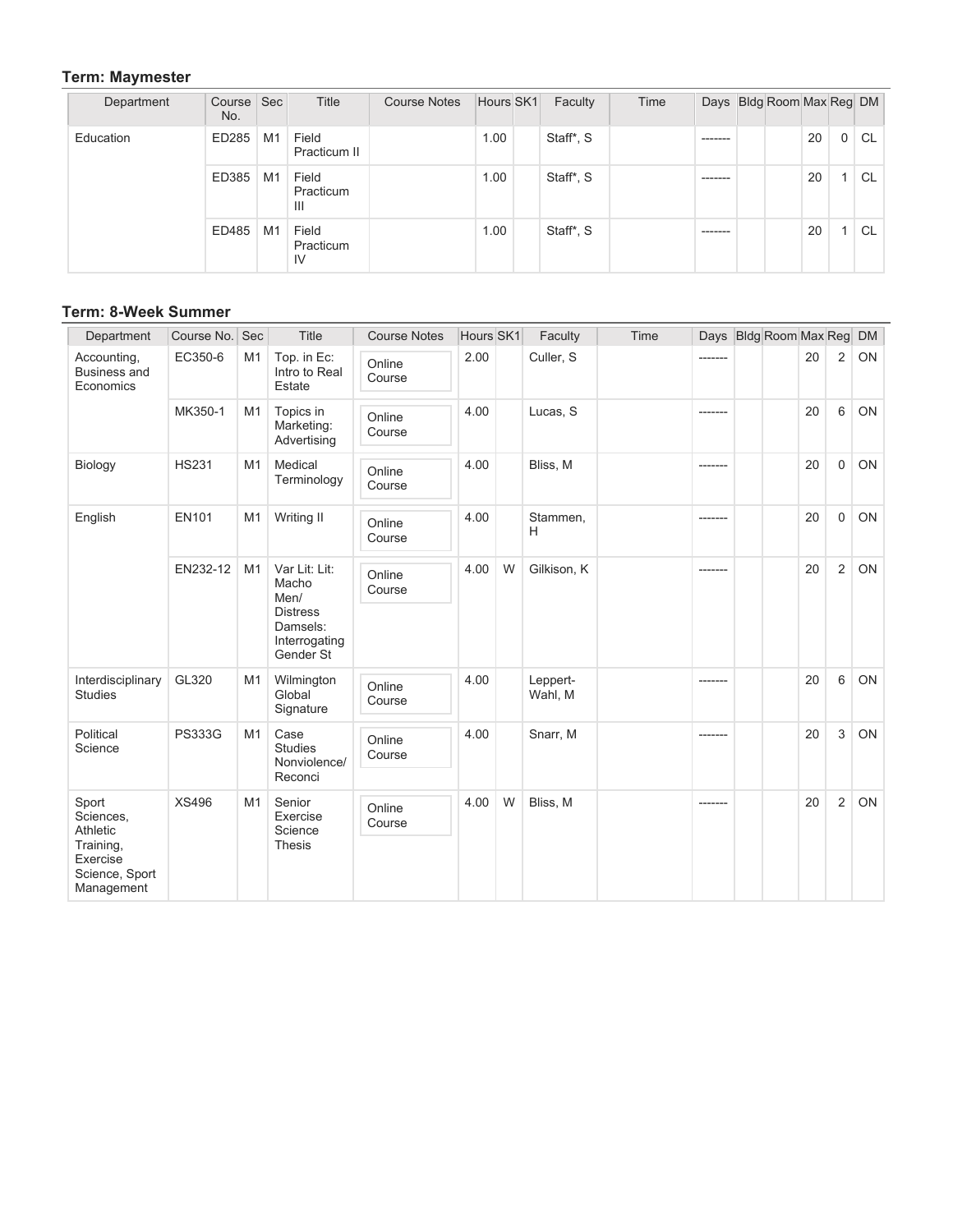### Term: Maymester

| Department | Course No. | Sec | Title | Course Notes | Hours | SK1 | Faculty | Time | Days | Bldg | Room | Max | Reg | DM |
|---|---|---|---|---|---|---|---|---|---|---|---|---|---|---|
| Education | ED285 | M1 | Field Practicum II | | 1.00 | | Staff*, S | | ------- | | | 20 | 0 | CL |
| | ED385 | M1 | Field Practicum III | | 1.00 | | Staff*, S | | ------- | | | 20 | 1 | CL |
| | ED485 | M1 | Field Practicum IV | | 1.00 | | Staff*, S | | ------- | | | 20 | 1 | CL |

### Term: 8-Week Summer

| Department | Course No. | Sec | Title | Course Notes | Hours | SK1 | Faculty | Time | Days | Bldg | Room | Max | Reg | DM |
|---|---|---|---|---|---|---|---|---|---|---|---|---|---|---|
| Accounting, Business and Economics | EC350-6 | M1 | Top. in Ec: Intro to Real Estate | Online Course | 2.00 | | Culler, S | | ------- | | | 20 | 2 | ON |
| | MK350-1 | M1 | Topics in Marketing: Advertising | Online Course | 4.00 | | Lucas, S | | ------- | | | 20 | 6 | ON |
| Biology | HS231 | M1 | Medical Terminology | Online Course | 4.00 | | Bliss, M | | ------- | | | 20 | 0 | ON |
| English | EN101 | M1 | Writing II | Online Course | 4.00 | | Stammen, H | | ------- | | | 20 | 0 | ON |
| | EN232-12 | M1 | Var Lit: Lit: Macho Men/ Distress Damsels: Interrogating Gender St | Online Course | 4.00 | W | Gilkison, K | | ------- | | | 20 | 2 | ON |
| Interdisciplinary Studies | GL320 | M1 | Wilmington Global Signature | Online Course | 4.00 | | Leppert-Wahl, M | | ------- | | | 20 | 6 | ON |
| Political Science | PS333G | M1 | Case Studies Nonviolence/ Reconci | Online Course | 4.00 | | Snarr, M | | ------- | | | 20 | 3 | ON |
| Sport Sciences, Athletic Training, Exercise Science, Sport Management | XS496 | M1 | Senior Exercise Science Thesis | Online Course | 4.00 | W | Bliss, M | | ------- | | | 20 | 2 | ON |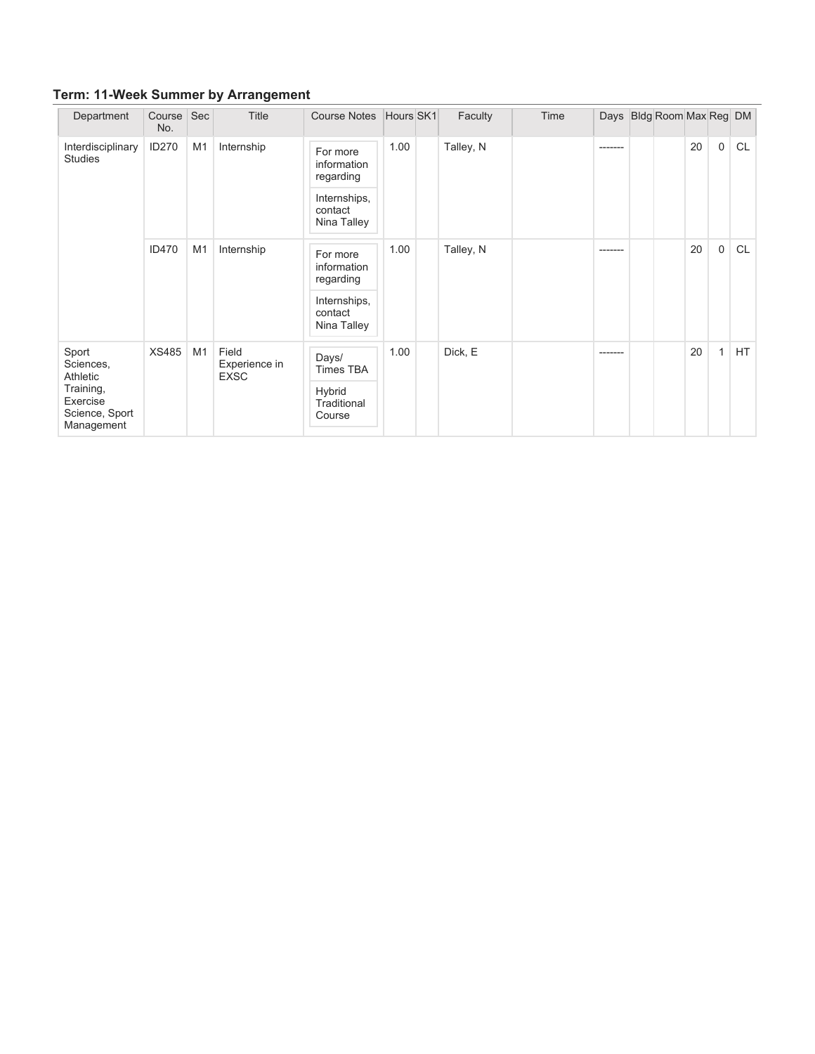### Term: 11-Week Summer by Arrangement

| Department | Course No. | Sec | Title | Course Notes | Hours | SK1 | Faculty | Time | Days | Bldg | Room | Max | Reg | DM |
|---|---|---|---|---|---|---|---|---|---|---|---|---|---|---|
| Interdisciplinary Studies | ID270 | M1 | Internship | For more information regarding Internships, contact Nina Talley | 1.00 | | Talley, N | | ------- | | | 20 | 0 | CL |
| | ID470 | M1 | Internship | For more information regarding Internships, contact Nina Talley | 1.00 | | Talley, N | | ------- | | | 20 | 0 | CL |
| Sport Sciences, Athletic Training, Exercise Science, Sport Management | XS485 | M1 | Field Experience in EXSC | Days/ Times TBA Hybrid Traditional Course | 1.00 | | Dick, E | | ------- | | | 20 | 1 | HT |